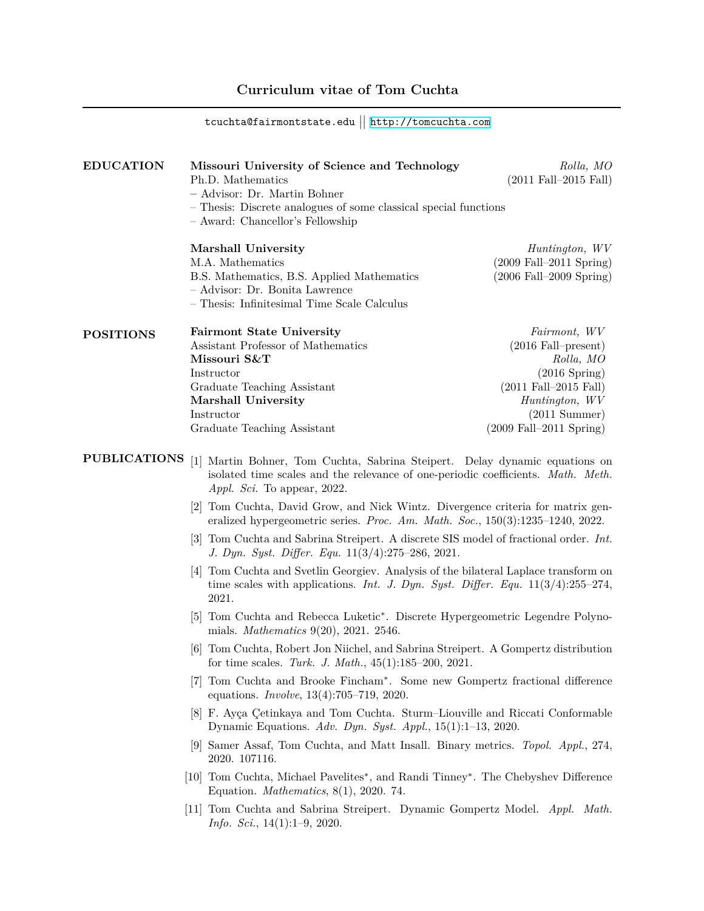# Curriculum vitae of Tom Cuchta

tcuchta@fairmontstate.edu || http://tomcuchta.com

## EDUCATION

**Missouri University of Science and Technology** — *Rolla, MO*
Ph.D. Mathematics (2011 Fall–2015 Fall)
– Advisor: Dr. Martin Bohner
– Thesis: Discrete analogues of some classical special functions
– Award: Chancellor's Fellowship

**Marshall University** — *Huntington, WV*
M.A. Mathematics (2009 Fall–2011 Spring)
B.S. Mathematics, B.S. Applied Mathematics (2006 Fall–2009 Spring)
– Advisor: Dr. Bonita Lawrence
– Thesis: Infinitesimal Time Scale Calculus

## POSITIONS

**Fairmont State University** — *Fairmont, WV*
Assistant Professor of Mathematics (2016 Fall–present)

**Missouri S&T** — *Rolla, MO*
Instructor (2016 Spring)
Graduate Teaching Assistant (2011 Fall–2015 Fall)

**Marshall University** — *Huntington, WV*
Instructor (2011 Summer)
Graduate Teaching Assistant (2009 Fall–2011 Spring)

## PUBLICATIONS

[1] Martin Bohner, Tom Cuchta, Sabrina Steipert. Delay dynamic equations on isolated time scales and the relevance of one-periodic coefficients. *Math. Meth. Appl. Sci.* To appear, 2022.

[2] Tom Cuchta, David Grow, and Nick Wintz. Divergence criteria for matrix generalized hypergeometric series. *Proc. Am. Math. Soc.*, 150(3):1235–1240, 2022.

[3] Tom Cuchta and Sabrina Streipert. A discrete SIS model of fractional order. *Int. J. Dyn. Syst. Differ. Equ.* 11(3/4):275–286, 2021.

[4] Tom Cuchta and Svetlin Georgiev. Analysis of the bilateral Laplace transform on time scales with applications. *Int. J. Dyn. Syst. Differ. Equ.* 11(3/4):255–274, 2021.

[5] Tom Cuchta and Rebecca Luketic*. Discrete Hypergeometric Legendre Polynomials. *Mathematics* 9(20), 2021. 2546.

[6] Tom Cuchta, Robert Jon Niichel, and Sabrina Streipert. A Gompertz distribution for time scales. *Turk. J. Math.*, 45(1):185–200, 2021.

[7] Tom Cuchta and Brooke Fincham*. Some new Gompertz fractional difference equations. *Involve*, 13(4):705–719, 2020.

[8] F. Ayça Çetinkaya and Tom Cuchta. Sturm–Liouville and Riccati Conformable Dynamic Equations. *Adv. Dyn. Syst. Appl.*, 15(1):1–13, 2020.

[9] Samer Assaf, Tom Cuchta, and Matt Insall. Binary metrics. *Topol. Appl.*, 274, 2020. 107116.

[10] Tom Cuchta, Michael Pavelites*, and Randi Tinney*. The Chebyshev Difference Equation. *Mathematics*, 8(1), 2020. 74.

[11] Tom Cuchta and Sabrina Streipert. Dynamic Gompertz Model. *Appl. Math. Info. Sci.*, 14(1):1–9, 2020.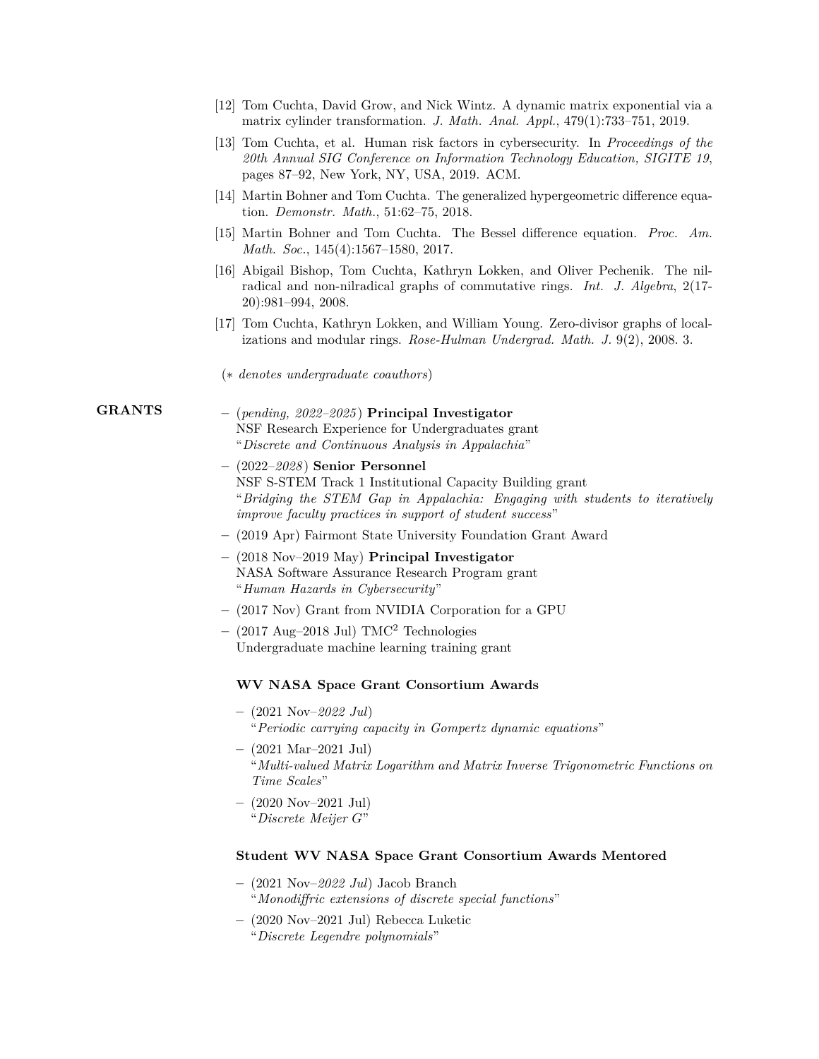[12] Tom Cuchta, David Grow, and Nick Wintz. A dynamic matrix exponential via a matrix cylinder transformation. *J. Math. Anal. Appl.*, 479(1):733–751, 2019.

[13] Tom Cuchta, et al. Human risk factors in cybersecurity. In *Proceedings of the 20th Annual SIG Conference on Information Technology Education, SIGITE 19*, pages 87–92, New York, NY, USA, 2019. ACM.

[14] Martin Bohner and Tom Cuchta. The generalized hypergeometric difference equation. *Demonstr. Math.*, 51:62–75, 2018.

[15] Martin Bohner and Tom Cuchta. The Bessel difference equation. *Proc. Am. Math. Soc.*, 145(4):1567–1580, 2017.

[16] Abigail Bishop, Tom Cuchta, Kathryn Lokken, and Oliver Pechenik. The nilradical and non-nilradical graphs of commutative rings. *Int. J. Algebra*, 2(17-20):981–994, 2008.

[17] Tom Cuchta, Kathryn Lokken, and William Young. Zero-divisor graphs of localizations and modular rings. *Rose-Hulman Undergrad. Math. J.* 9(2), 2008. 3.

(∗ *denotes undergraduate coauthors*)

## GRANTS

- (*pending, 2022–2025*) **Principal Investigator**
  NSF Research Experience for Undergraduates grant
  "*Discrete and Continuous Analysis in Appalachia*"
- (2022–*2028*) **Senior Personnel**
  NSF S-STEM Track 1 Institutional Capacity Building grant
  "*Bridging the STEM Gap in Appalachia: Engaging with students to iteratively improve faculty practices in support of student success*"
- (2019 Apr) Fairmont State University Foundation Grant Award
- (2018 Nov–2019 May) **Principal Investigator**
  NASA Software Assurance Research Program grant
  "*Human Hazards in Cybersecurity*"
- (2017 Nov) Grant from NVIDIA Corporation for a GPU
- (2017 Aug–2018 Jul) TMC$^2$ Technologies
  Undergraduate machine learning training grant

### WV NASA Space Grant Consortium Awards

- (2021 Nov–*2022 Jul*)
  "*Periodic carrying capacity in Gompertz dynamic equations*"
- (2021 Mar–2021 Jul)
  "*Multi-valued Matrix Logarithm and Matrix Inverse Trigonometric Functions on Time Scales*"
- (2020 Nov–2021 Jul)
  "*Discrete Meijer G*"

### Student WV NASA Space Grant Consortium Awards Mentored

- (2021 Nov–*2022 Jul*) Jacob Branch
  "*Monodiffric extensions of discrete special functions*"
- (2020 Nov–2021 Jul) Rebecca Luketic
  "*Discrete Legendre polynomials*"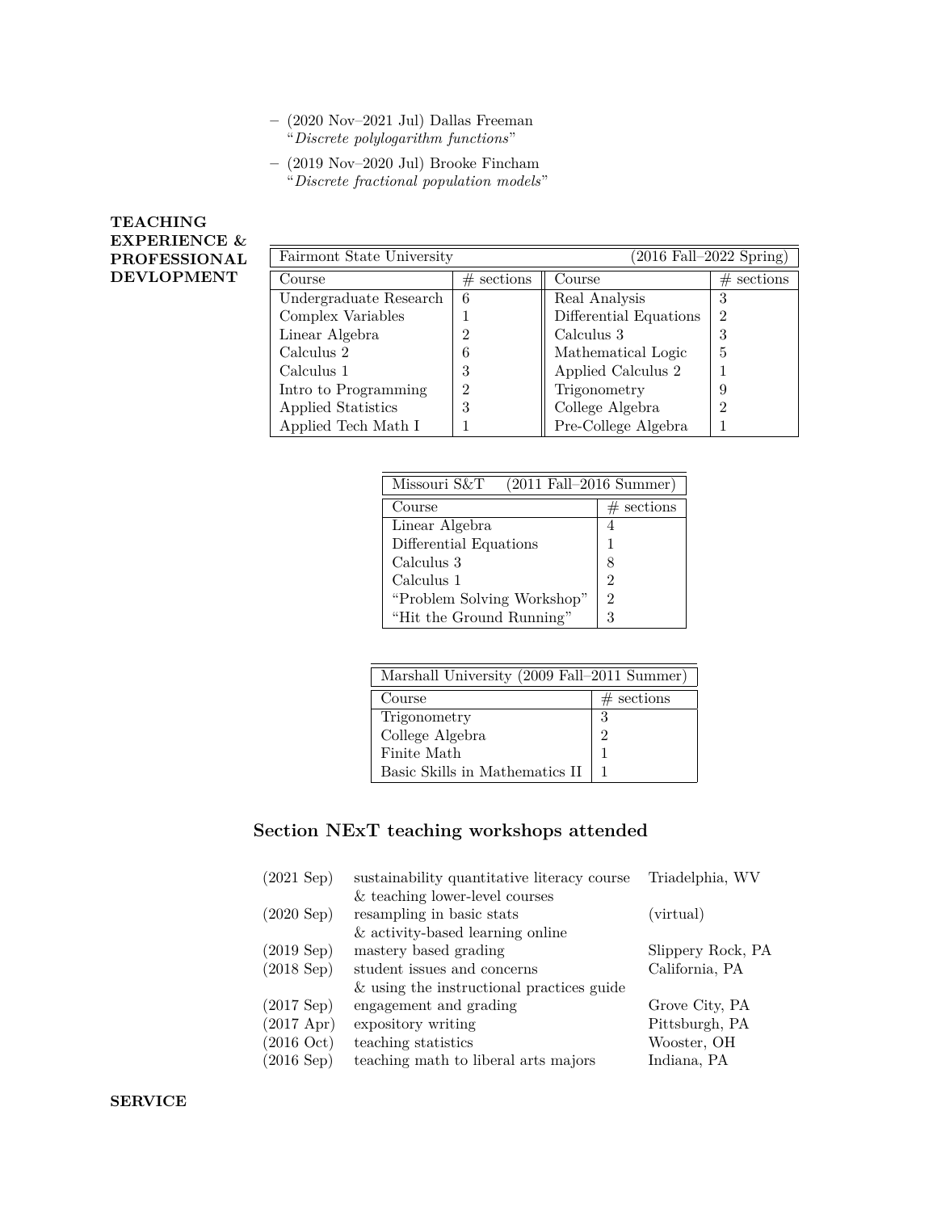- (2020 Nov–2021 Jul) Dallas Freeman
  "*Discrete polylogarithm functions*"
- (2019 Nov–2020 Jul) Brooke Fincham
  "*Discrete fractional population models*"

## TEACHING EXPERIENCE & PROFESSIONAL DEVLOPMENT

| Fairmont State University | | | (2016 Fall–2022 Spring) |
|---|---|---|---|
| Course | # sections | Course | # sections |
| Undergraduate Research | 6 | Real Analysis | 3 |
| Complex Variables | 1 | Differential Equations | 2 |
| Linear Algebra | 2 | Calculus 3 | 3 |
| Calculus 2 | 6 | Mathematical Logic | 5 |
| Calculus 1 | 3 | Applied Calculus 2 | 1 |
| Intro to Programming | 2 | Trigonometry | 9 |
| Applied Statistics | 3 | College Algebra | 2 |
| Applied Tech Math I | 1 | Pre-College Algebra | 1 |

| Missouri S&T (2011 Fall–2016 Summer) | |
|---|---|
| Course | # sections |
| Linear Algebra | 4 |
| Differential Equations | 1 |
| Calculus 3 | 8 |
| Calculus 1 | 2 |
| "Problem Solving Workshop" | 2 |
| "Hit the Ground Running" | 3 |

| Marshall University (2009 Fall–2011 Summer) | |
|---|---|
| Course | # sections |
| Trigonometry | 3 |
| College Algebra | 2 |
| Finite Math | 1 |
| Basic Skills in Mathematics II | 1 |

### Section NExT teaching workshops attended

| | | |
|---|---|---|
| (2021 Sep) | sustainability quantitative literacy course & teaching lower-level courses | Triadelphia, WV |
| (2020 Sep) | resampling in basic stats & activity-based learning online | (virtual) |
| (2019 Sep) | mastery based grading | Slippery Rock, PA |
| (2018 Sep) | student issues and concerns & using the instructional practices guide | California, PA |
| (2017 Sep) | engagement and grading | Grove City, PA |
| (2017 Apr) | expository writing | Pittsburgh, PA |
| (2016 Oct) | teaching statistics | Wooster, OH |
| (2016 Sep) | teaching math to liberal arts majors | Indiana, PA |

## SERVICE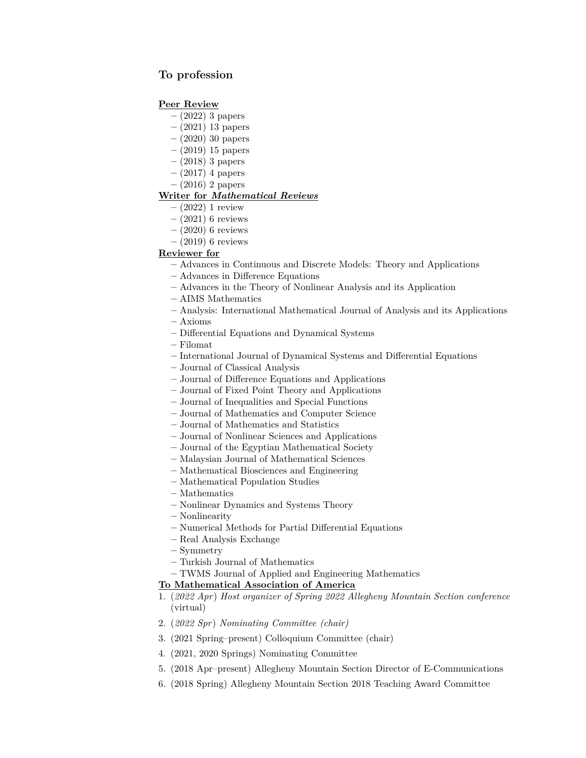### To profession

**Peer Review**

– (2022) 3 papers
– (2021) 13 papers
– (2020) 30 papers
– (2019) 15 papers
– (2018) 3 papers
– (2017) 4 papers
– (2016) 2 papers

**Writer for *Mathematical Reviews***

– (2022) 1 review
– (2021) 6 reviews
– (2020) 6 reviews
– (2019) 6 reviews

**Reviewer for**

– Advances in Continuous and Discrete Models: Theory and Applications
– Advances in Difference Equations
– Advances in the Theory of Nonlinear Analysis and its Application
– AIMS Mathematics
– Analysis: International Mathematical Journal of Analysis and its Applications
– Axioms
– Differential Equations and Dynamical Systems
– Filomat
– International Journal of Dynamical Systems and Differential Equations
– Journal of Classical Analysis
– Journal of Difference Equations and Applications
– Journal of Fixed Point Theory and Applications
– Journal of Inequalities and Special Functions
– Journal of Mathematics and Computer Science
– Journal of Mathematics and Statistics
– Journal of Nonlinear Sciences and Applications
– Journal of the Egyptian Mathematical Society
– Malaysian Journal of Mathematical Sciences
– Mathematical Biosciences and Engineering
– Mathematical Population Studies
– Mathematics
– Nonlinear Dynamics and Systems Theory
– Nonlinearity
– Numerical Methods for Partial Differential Equations
– Real Analysis Exchange
– Symmetry
– Turkish Journal of Mathematics
– TWMS Journal of Applied and Engineering Mathematics

**To Mathematical Association of America**

1. (*2022 Apr*) *Host organizer of Spring 2022 Allegheny Mountain Section conference* (virtual)
2. (*2022 Spr*) *Nominating Committee (chair)*
3. (2021 Spring–present) Colloquium Committee (chair)
4. (2021, 2020 Springs) Nominating Committee
5. (2018 Apr–present) Allegheny Mountain Section Director of E-Communications
6. (2018 Spring) Allegheny Mountain Section 2018 Teaching Award Committee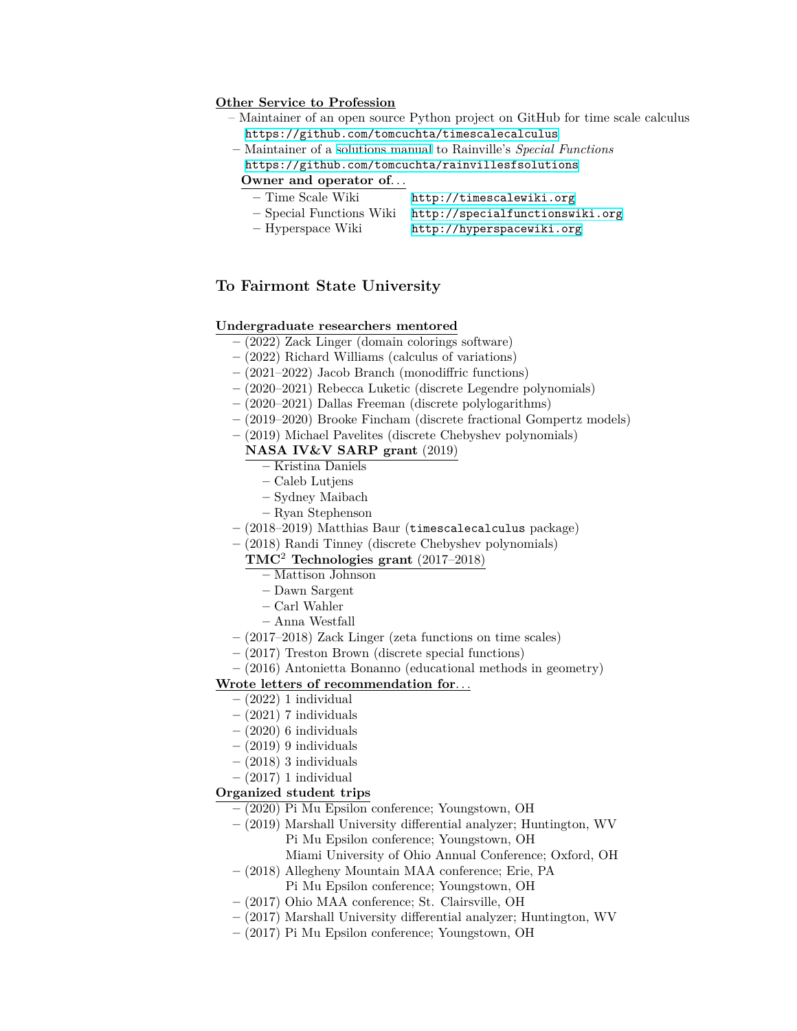**Other Service to Profession**

- Maintainer of an open source Python project on GitHub for time scale calculus
  https://github.com/tomcuchta/timescalecalculus
- Maintainer of a solutions manual to Rainville's *Special Functions*
  https://github.com/tomcuchta/rainvillesfsolutions

**Owner and operator of...**

- Time Scale Wiki http://timescalewiki.org
- Special Functions Wiki http://specialfunctionswiki.org
- Hyperspace Wiki http://hyperspacewiki.org

## To Fairmont State University

**Undergraduate researchers mentored**

- (2022) Zack Linger (domain colorings software)
- (2022) Richard Williams (calculus of variations)
- (2021–2022) Jacob Branch (monodiffric functions)
- (2020–2021) Rebecca Luketic (discrete Legendre polynomials)
- (2020–2021) Dallas Freeman (discrete polylogarithms)
- (2019–2020) Brooke Fincham (discrete fractional Gompertz models)
- (2019) Michael Pavelites (discrete Chebyshev polynomials)

**NASA IV&V SARP grant** (2019)

- Kristina Daniels
- Caleb Lutjens
- Sydney Maibach
- Ryan Stephenson

- (2018–2019) Matthias Baur (`timescalecalculus` package)
- (2018) Randi Tinney (discrete Chebyshev polynomials)

**TMC$^2$ Technologies grant** (2017–2018)

- Mattison Johnson
- Dawn Sargent
- Carl Wahler
- Anna Westfall

- (2017–2018) Zack Linger (zeta functions on time scales)
- (2017) Treston Brown (discrete special functions)
- (2016) Antonietta Bonanno (educational methods in geometry)

**Wrote letters of recommendation for...**

- (2022) 1 individual
- (2021) 7 individuals
- (2020) 6 individuals
- (2019) 9 individuals
- (2018) 3 individuals
- (2017) 1 individual

**Organized student trips**

- (2020) Pi Mu Epsilon conference; Youngstown, OH
- (2019) Marshall University differential analyzer; Huntington, WV
  Pi Mu Epsilon conference; Youngstown, OH
  Miami University of Ohio Annual Conference; Oxford, OH
- (2018) Allegheny Mountain MAA conference; Erie, PA
  Pi Mu Epsilon conference; Youngstown, OH
- (2017) Ohio MAA conference; St. Clairsville, OH
- (2017) Marshall University differential analyzer; Huntington, WV
- (2017) Pi Mu Epsilon conference; Youngstown, OH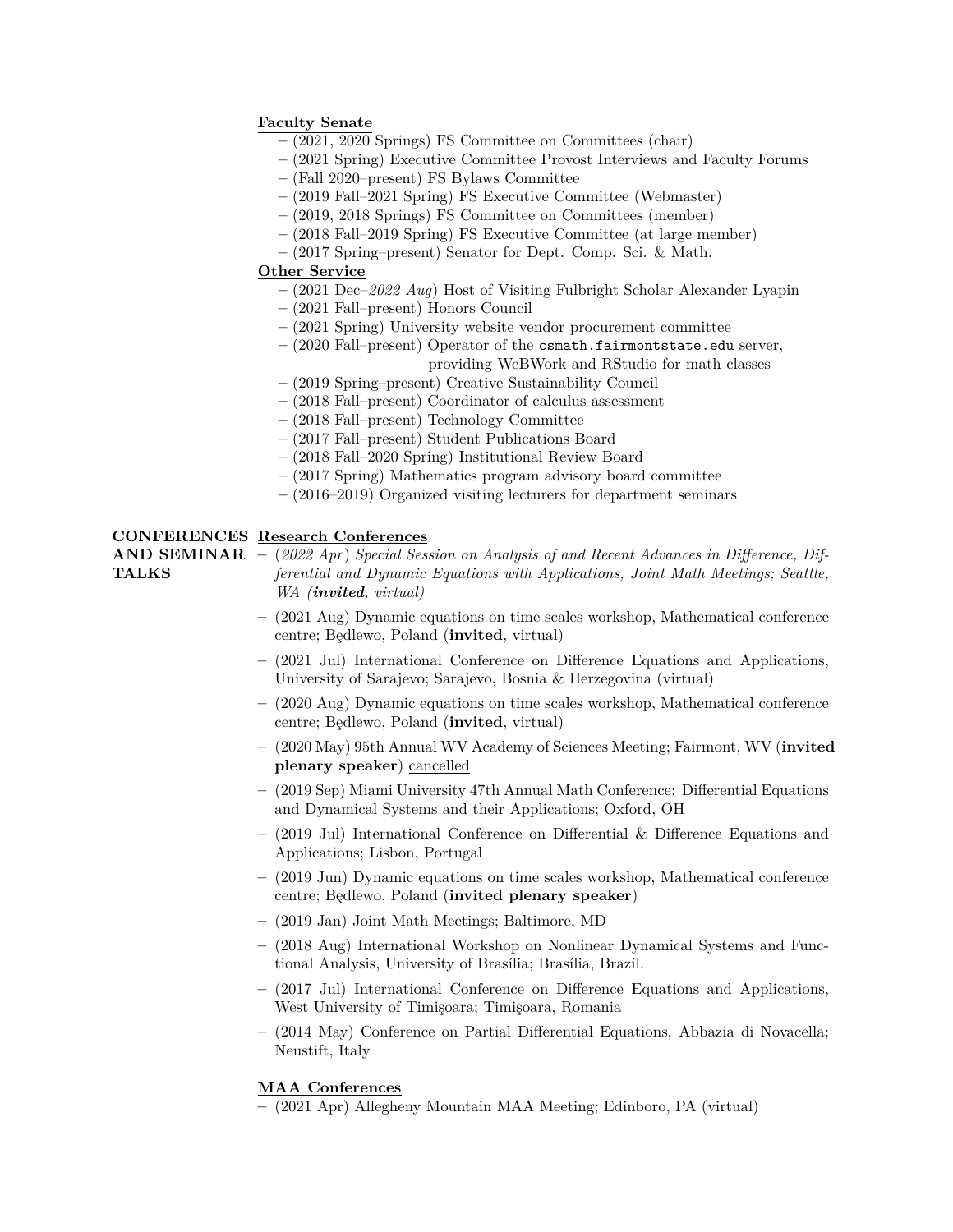**Faculty Senate**

– (2021, 2020 Springs) FS Committee on Committees (chair)
– (2021 Spring) Executive Committee Provost Interviews and Faculty Forums
– (Fall 2020–present) FS Bylaws Committee
– (2019 Fall–2021 Spring) FS Executive Committee (Webmaster)
– (2019, 2018 Springs) FS Committee on Committees (member)
– (2018 Fall–2019 Spring) FS Executive Committee (at large member)
– (2017 Spring–present) Senator for Dept. Comp. Sci. & Math.

**Other Service**

– (2021 Dec–*2022 Aug*) Host of Visiting Fulbright Scholar Alexander Lyapin
– (2021 Fall–present) Honors Council
– (2021 Spring) University website vendor procurement committee
– (2020 Fall–present) Operator of the `csmath.fairmontstate.edu` server, providing WeBWork and RStudio for math classes
– (2019 Spring–present) Creative Sustainability Council
– (2018 Fall–present) Coordinator of calculus assessment
– (2018 Fall–present) Technology Committee
– (2017 Fall–present) Student Publications Board
– (2018 Fall–2020 Spring) Institutional Review Board
– (2017 Spring) Mathematics program advisory board committee
– (2016–2019) Organized visiting lecturers for department seminars

## CONFERENCES AND SEMINAR TALKS

**Research Conferences**

– (*2022 Apr*) *Special Session on Analysis of and Recent Advances in Difference, Differential and Dynamic Equations with Applications, Joint Math Meetings; Seattle, WA (**invited**, virtual)*

– (2021 Aug) Dynamic equations on time scales workshop, Mathematical conference centre; Będlewo, Poland (**invited**, virtual)

– (2021 Jul) International Conference on Difference Equations and Applications, University of Sarajevo; Sarajevo, Bosnia & Herzegovina (virtual)

– (2020 Aug) Dynamic equations on time scales workshop, Mathematical conference centre; Będlewo, Poland (**invited**, virtual)

– (2020 May) 95th Annual WV Academy of Sciences Meeting; Fairmont, WV (**invited plenary speaker**) cancelled

– (2019 Sep) Miami University 47th Annual Math Conference: Differential Equations and Dynamical Systems and their Applications; Oxford, OH

– (2019 Jul) International Conference on Differential & Difference Equations and Applications; Lisbon, Portugal

– (2019 Jun) Dynamic equations on time scales workshop, Mathematical conference centre; Będlewo, Poland (**invited plenary speaker**)

– (2019 Jan) Joint Math Meetings; Baltimore, MD

– (2018 Aug) International Workshop on Nonlinear Dynamical Systems and Functional Analysis, University of Brasília; Brasília, Brazil.

– (2017 Jul) International Conference on Difference Equations and Applications, West University of Timişoara; Timişoara, Romania

– (2014 May) Conference on Partial Differential Equations, Abbazia di Novacella; Neustift, Italy

**MAA Conferences**

– (2021 Apr) Allegheny Mountain MAA Meeting; Edinboro, PA (virtual)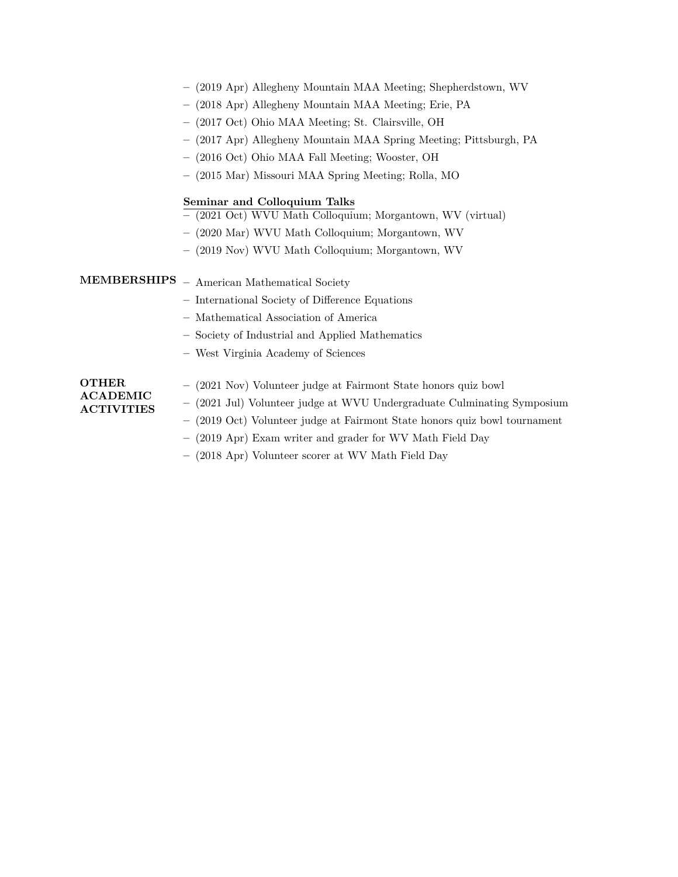- (2019 Apr) Allegheny Mountain MAA Meeting; Shepherdstown, WV
- (2018 Apr) Allegheny Mountain MAA Meeting; Erie, PA
- (2017 Oct) Ohio MAA Meeting; St. Clairsville, OH
- (2017 Apr) Allegheny Mountain MAA Spring Meeting; Pittsburgh, PA
- (2016 Oct) Ohio MAA Fall Meeting; Wooster, OH
- (2015 Mar) Missouri MAA Spring Meeting; Rolla, MO

**Seminar and Colloquium Talks**

- (2021 Oct) WVU Math Colloquium; Morgantown, WV (virtual)
- (2020 Mar) WVU Math Colloquium; Morgantown, WV
- (2019 Nov) WVU Math Colloquium; Morgantown, WV

## MEMBERSHIPS

- American Mathematical Society
- International Society of Difference Equations
- Mathematical Association of America
- Society of Industrial and Applied Mathematics
- West Virginia Academy of Sciences

## OTHER ACADEMIC ACTIVITIES

- (2021 Nov) Volunteer judge at Fairmont State honors quiz bowl
- (2021 Jul) Volunteer judge at WVU Undergraduate Culminating Symposium
- (2019 Oct) Volunteer judge at Fairmont State honors quiz bowl tournament
- (2019 Apr) Exam writer and grader for WV Math Field Day
- (2018 Apr) Volunteer scorer at WV Math Field Day